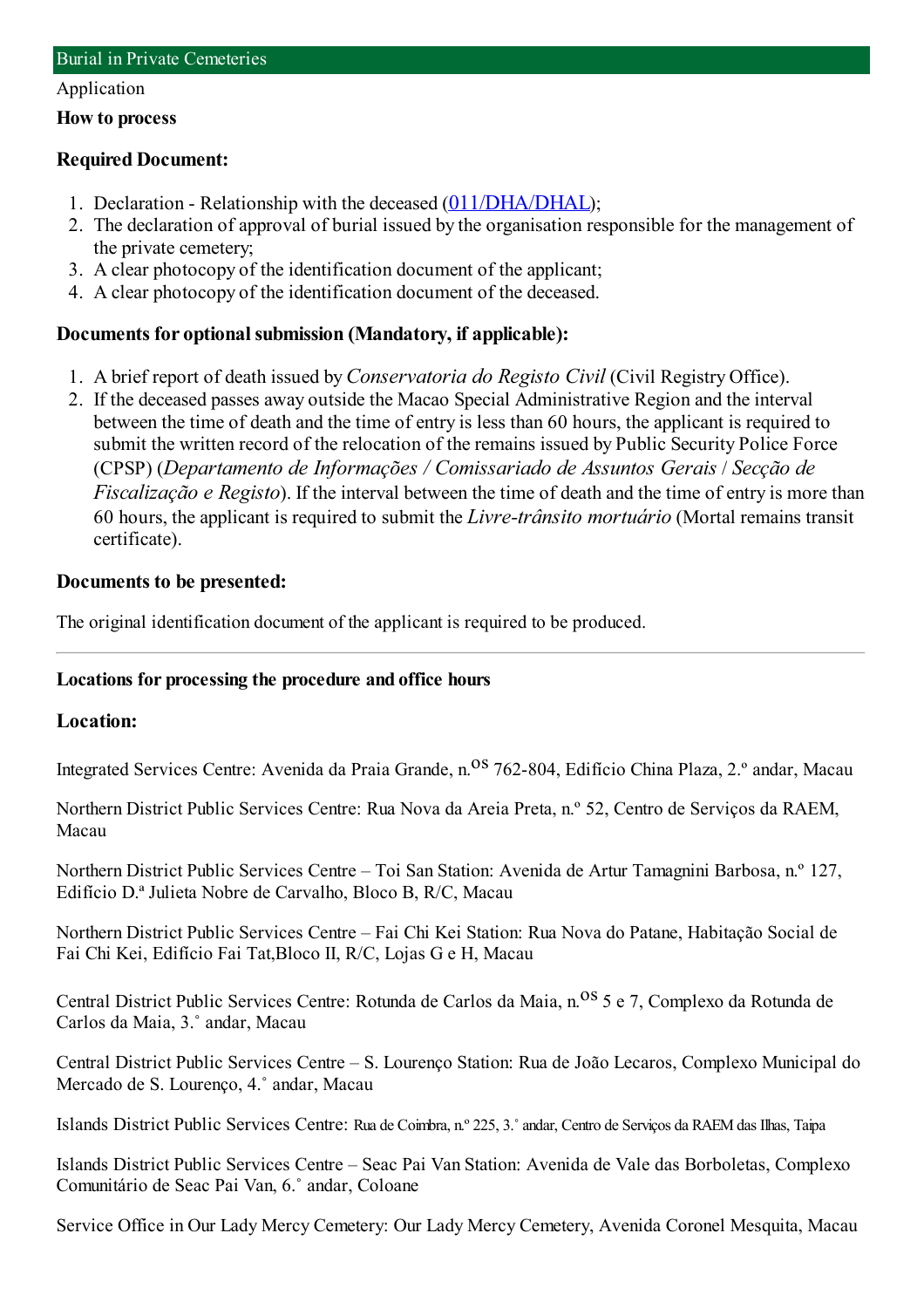# Burial in Private Cemeteries

Application

**How to process**

**Required Document:**

1. Declaration - Relationship with the deceased (011/DHA/DHAL);
2. The declaration of approval of burial issued by the organisation responsible for the management of the private cemetery;
3. A clear photocopy of the identification document of the applicant;
4. A clear photocopy of the identification document of the deceased.

**Documents for optional submission (Mandatory, if applicable):**

1. A brief report of death issued by *Conservatoria do Registo Civil* (Civil Registry Office).
2. If the deceased passes away outside the Macao Special Administrative Region and the interval between the time of death and the time of entry is less than 60 hours, the applicant is required to submit the written record of the relocation of the remains issued by Public Security Police Force (CPSP) (*Departamento de Informações / Comissariado de Assuntos Gerais* / *Secção de Fiscalização e Registo*). If the interval between the time of death and the time of entry is more than 60 hours, the applicant is required to submit the *Livre-trânsito mortuário* (Mortal remains transit certificate).

**Documents to be presented:**

The original identification document of the applicant is required to be produced.

---

**Locations for processing the procedure and office hours**

**Location:**

Integrated Services Centre: Avenida da Praia Grande, n.os 762-804, Edifício China Plaza, 2.º andar, Macau

Northern District Public Services Centre: Rua Nova da Areia Preta, n.º 52, Centro de Serviços da RAEM, Macau

Northern District Public Services Centre – Toi San Station: Avenida de Artur Tamagnini Barbosa, n.º 127, Edifício D.ª Julieta Nobre de Carvalho, Bloco B, R/C, Macau

Northern District Public Services Centre – Fai Chi Kei Station: Rua Nova do Patane, Habitação Social de Fai Chi Kei, Edifício Fai Tat,Bloco II, R/C, Lojas G e H, Macau

Central District Public Services Centre: Rotunda de Carlos da Maia, n.os 5 e 7, Complexo da Rotunda de Carlos da Maia, 3.˚ andar, Macau

Central District Public Services Centre – S. Lourenço Station: Rua de João Lecaros, Complexo Municipal do Mercado de S. Lourenço, 4.˚ andar, Macau

Islands District Public Services Centre: Rua de Coimbra, n.º 225, 3.˚ andar, Centro de Serviços da RAEM das Ilhas, Taipa

Islands District Public Services Centre – Seac Pai Van Station: Avenida de Vale das Borboletas, Complexo Comunitário de Seac Pai Van, 6.˚ andar, Coloane

Service Office in Our Lady Mercy Cemetery: Our Lady Mercy Cemetery, Avenida Coronel Mesquita, Macau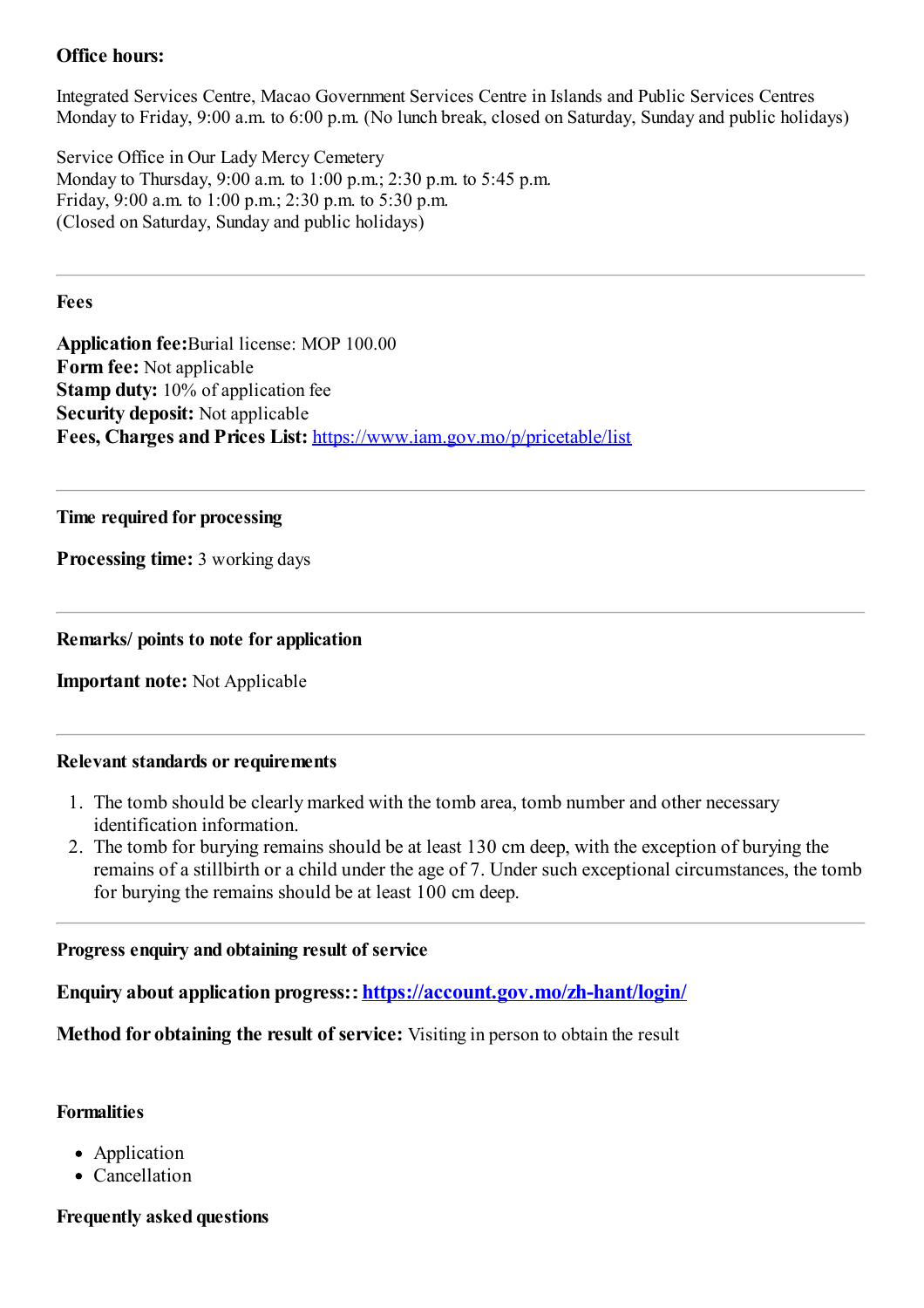**Office hours:**

Integrated Services Centre, Macao Government Services Centre in Islands and Public Services Centres
Monday to Friday, 9:00 a.m. to 6:00 p.m. (No lunch break, closed on Saturday, Sunday and public holidays)

Service Office in Our Lady Mercy Cemetery
Monday to Thursday, 9:00 a.m. to 1:00 p.m.; 2:30 p.m. to 5:45 p.m.
Friday, 9:00 a.m. to 1:00 p.m.; 2:30 p.m. to 5:30 p.m.
(Closed on Saturday, Sunday and public holidays)

---

**Fees**

**Application fee:**Burial license: MOP 100.00
**Form fee:** Not applicable
**Stamp duty:** 10% of application fee
**Security deposit:** Not applicable
**Fees, Charges and Prices List:** [https://www.iam.gov.mo/p/pricetable/list](https://www.iam.gov.mo/p/pricetable/list)

---

**Time required for processing**

**Processing time:** 3 working days

---

**Remarks/ points to note for application**

**Important note:** Not Applicable

---

**Relevant standards or requirements**

1. The tomb should be clearly marked with the tomb area, tomb number and other necessary identification information.
2. The tomb for burying remains should be at least 130 cm deep, with the exception of burying the remains of a stillbirth or a child under the age of 7. Under such exceptional circumstances, the tomb for burying the remains should be at least 100 cm deep.

---

**Progress enquiry and obtaining result of service**

**Enquiry about application progress::** [**https://account.gov.mo/zh-hant/login/**](https://account.gov.mo/zh-hant/login/)

**Method for obtaining the result of service:** Visiting in person to obtain the result

**Formalities**

- Application
- Cancellation

**Frequently asked questions**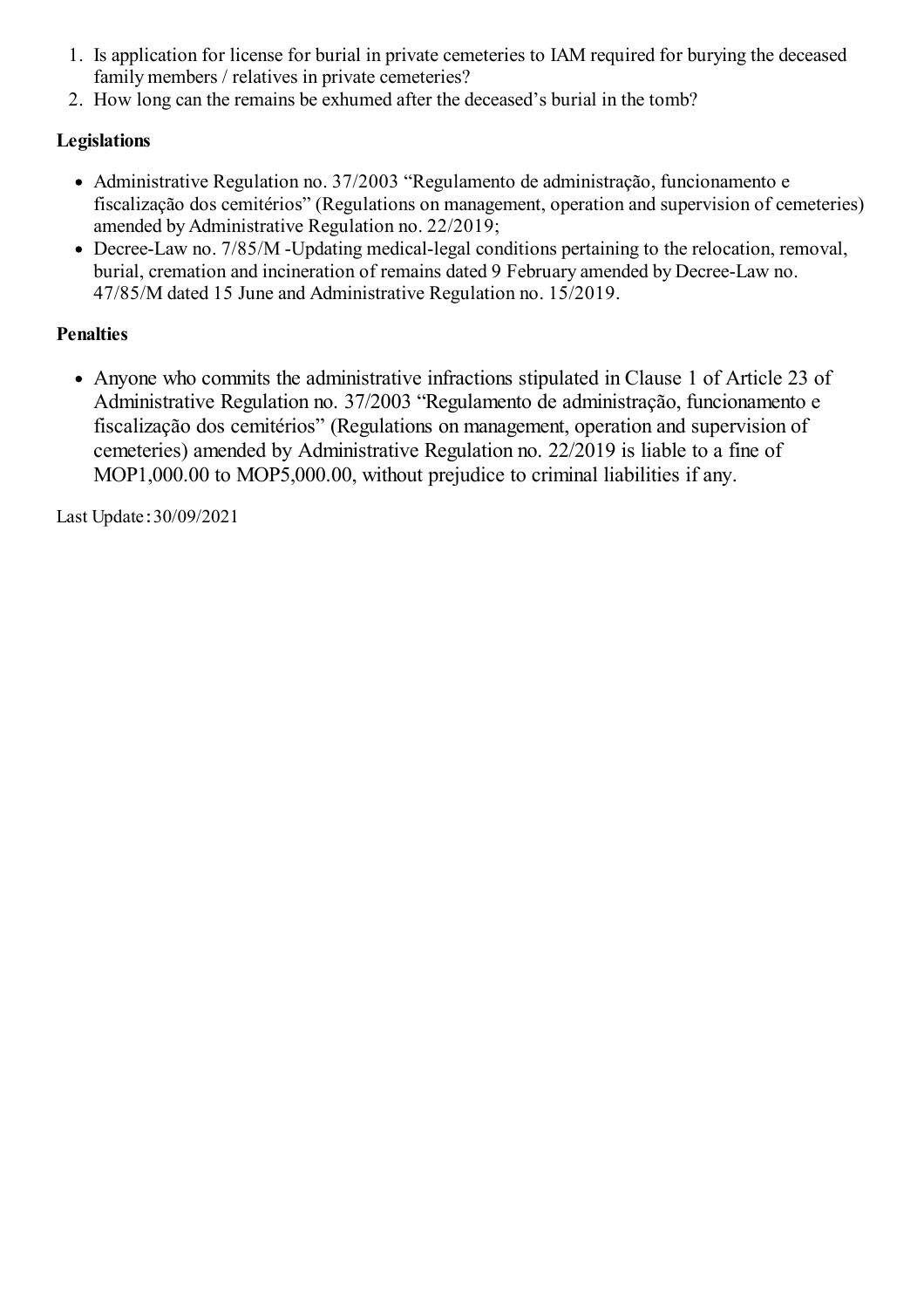1. Is application for license for burial in private cemeteries to IAM required for burying the deceased family members / relatives in private cemeteries?
2. How long can the remains be exhumed after the deceased's burial in the tomb?

**Legislations**

- Administrative Regulation no. 37/2003 "Regulamento de administração, funcionamento e fiscalização dos cemitérios" (Regulations on management, operation and supervision of cemeteries) amended by Administrative Regulation no. 22/2019;
- Decree-Law no. 7/85/M -Updating medical-legal conditions pertaining to the relocation, removal, burial, cremation and incineration of remains dated 9 February amended by Decree-Law no. 47/85/M dated 15 June and Administrative Regulation no. 15/2019.

**Penalties**

- Anyone who commits the administrative infractions stipulated in Clause 1 of Article 23 of Administrative Regulation no. 37/2003 "Regulamento de administração, funcionamento e fiscalização dos cemitérios" (Regulations on management, operation and supervision of cemeteries) amended by Administrative Regulation no. 22/2019 is liable to a fine of MOP1,000.00 to MOP5,000.00, without prejudice to criminal liabilities if any.

Last Update:30/09/2021